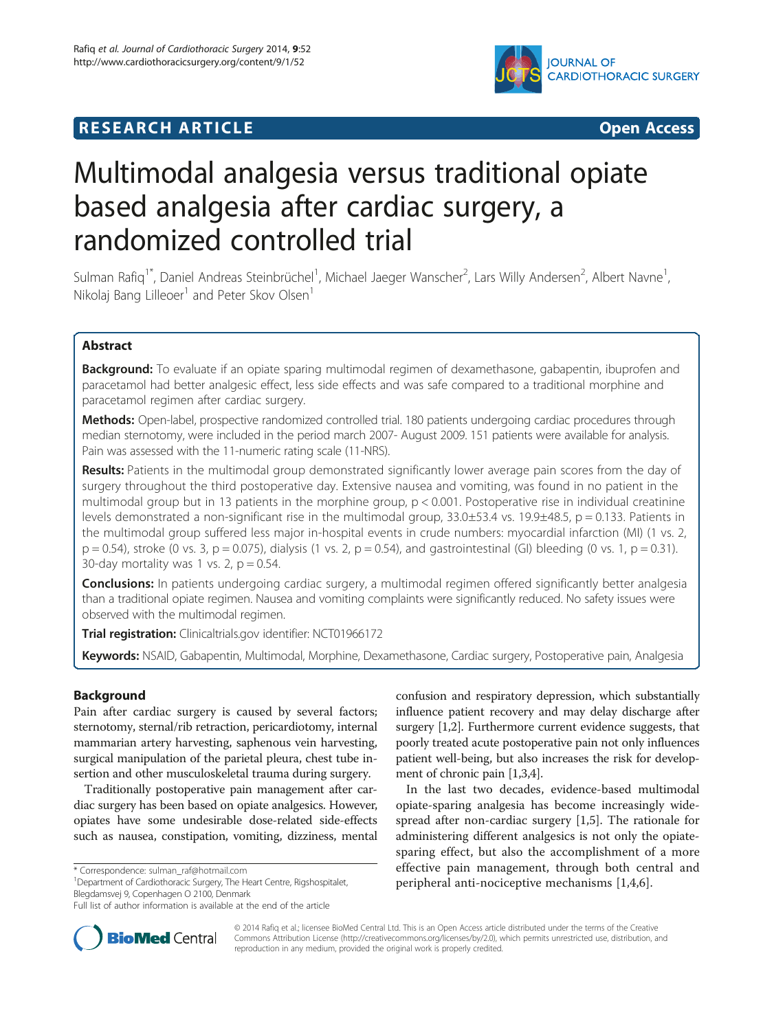RESEARCH ARTICLE

Open Access

# Multimodal analgesia versus traditional opiate based analgesia after cardiac surgery, a randomized controlled trial

Sulman Rafiq[1*], Daniel Andreas Steinbrüchel[1], Michael Jaeger Wanscher[2], Lars Willy Andersen[2], Albert Navne[1], Nikolaj Bang Lilleoer[1] and Peter Skov Olsen[1]

## Abstract

**Background:** To evaluate if an opiate sparing multimodal regimen of dexamethasone, gabapentin, ibuprofen and paracetamol had better analgesic effect, less side effects and was safe compared to a traditional morphine and paracetamol regimen after cardiac surgery.

**Methods:** Open-label, prospective randomized controlled trial. 180 patients undergoing cardiac procedures through median sternotomy, were included in the period march 2007- August 2009. 151 patients were available for analysis. Pain was assessed with the 11-numeric rating scale (11-NRS).

**Results:** Patients in the multimodal group demonstrated significantly lower average pain scores from the day of surgery throughout the third postoperative day. Extensive nausea and vomiting, was found in no patient in the multimodal group but in 13 patients in the morphine group, $p < 0.001$. Postoperative rise in individual creatinine levels demonstrated a non-significant rise in the multimodal group, 33.0±53.4 vs. 19.9±48.5, $p = 0.133$. Patients in the multimodal group suffered less major in-hospital events in crude numbers: myocardial infarction (MI) (1 vs. 2, $p = 0.54$), stroke (0 vs. 3, $p = 0.075$), dialysis (1 vs. 2, $p = 0.54$), and gastrointestinal (GI) bleeding (0 vs. 1, $p = 0.31$). 30-day mortality was 1 vs. 2, $p = 0.54$.

**Conclusions:** In patients undergoing cardiac surgery, a multimodal regimen offered significantly better analgesia than a traditional opiate regimen. Nausea and vomiting complaints were significantly reduced. No safety issues were observed with the multimodal regimen.

**Trial registration:** Clinicaltrials.gov identifier: NCT01966172

**Keywords:** NSAID, Gabapentin, Multimodal, Morphine, Dexamethasone, Cardiac surgery, Postoperative pain, Analgesia

## Background

Pain after cardiac surgery is caused by several factors; sternotomy, sternal/rib retraction, pericardiotomy, internal mammarian artery harvesting, saphenous vein harvesting, surgical manipulation of the parietal pleura, chest tube insertion and other musculoskeletal trauma during surgery.

Traditionally postoperative pain management after cardiac surgery has been based on opiate analgesics. However, opiates have some undesirable dose-related side-effects such as nausea, constipation, vomiting, dizziness, mental confusion and respiratory depression, which substantially influence patient recovery and may delay discharge after surgery [1,2]. Furthermore current evidence suggests, that poorly treated acute postoperative pain not only influences patient well-being, but also increases the risk for development of chronic pain [1,3,4].

In the last two decades, evidence-based multimodal opiate-sparing analgesia has become increasingly widespread after non-cardiac surgery [1,5]. The rationale for administering different analgesics is not only the opiate-sparing effect, but also the accomplishment of a more effective pain management, through both central and peripheral anti-nociceptive mechanisms [1,4,6].

\* Correspondence: sulman_raf@hotmail.com
[1]Department of Cardiothoracic Surgery, The Heart Centre, Rigshospitalet, Blegdamsvej 9, Copenhagen O 2100, Denmark
Full list of author information is available at the end of the article

© 2014 Rafiq et al.; licensee BioMed Central Ltd. This is an Open Access article distributed under the terms of the Creative Commons Attribution License (http://creativecommons.org/licenses/by/2.0), which permits unrestricted use, distribution, and reproduction in any medium, provided the original work is properly credited.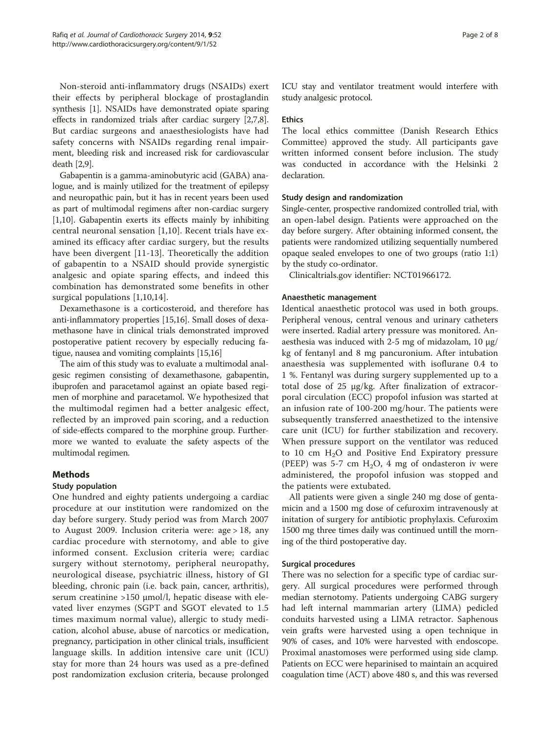Non-steroid anti-inflammatory drugs (NSAIDs) exert their effects by peripheral blockage of prostaglandin synthesis [1]. NSAIDs have demonstrated opiate sparing effects in randomized trials after cardiac surgery [2,7,8]. But cardiac surgeons and anaesthesiologists have had safety concerns with NSAIDs regarding renal impairment, bleeding risk and increased risk for cardiovascular death [2,9].

Gabapentin is a gamma-aminobutyric acid (GABA) analogue, and is mainly utilized for the treatment of epilepsy and neuropathic pain, but it has in recent years been used as part of multimodal regimens after non-cardiac surgery [1,10]. Gabapentin exerts its effects mainly by inhibiting central neuronal sensation [1,10]. Recent trials have examined its efficacy after cardiac surgery, but the results have been divergent [11-13]. Theoretically the addition of gabapentin to a NSAID should provide synergistic analgesic and opiate sparing effects, and indeed this combination has demonstrated some benefits in other surgical populations [1,10,14].

Dexamethasone is a corticosteroid, and therefore has anti-inflammatory properties [15,16]. Small doses of dexamethasone have in clinical trials demonstrated improved postoperative patient recovery by especially reducing fatigue, nausea and vomiting complaints [15,16]

The aim of this study was to evaluate a multimodal analgesic regimen consisting of dexamethasone, gabapentin, ibuprofen and paracetamol against an opiate based regimen of morphine and paracetamol. We hypothesized that the multimodal regimen had a better analgesic effect, reflected by an improved pain scoring, and a reduction of side-effects compared to the morphine group. Furthermore we wanted to evaluate the safety aspects of the multimodal regimen.

## Methods

### Study population

One hundred and eighty patients undergoing a cardiac procedure at our institution were randomized on the day before surgery. Study period was from March 2007 to August 2009. Inclusion criteria were: age > 18, any cardiac procedure with sternotomy, and able to give informed consent. Exclusion criteria were; cardiac surgery without sternotomy, peripheral neuropathy, neurological disease, psychiatric illness, history of GI bleeding, chronic pain (i.e. back pain, cancer, arthritis), serum creatinine >150 μmol/l, hepatic disease with elevated liver enzymes (SGPT and SGOT elevated to 1.5 times maximum normal value), allergic to study medication, alcohol abuse, abuse of narcotics or medication, pregnancy, participation in other clinical trials, insufficient language skills. In addition intensive care unit (ICU) stay for more than 24 hours was used as a pre-defined post randomization exclusion criteria, because prolonged ICU stay and ventilator treatment would interfere with study analgesic protocol.

### Ethics

The local ethics committee (Danish Research Ethics Committee) approved the study. All participants gave written informed consent before inclusion. The study was conducted in accordance with the Helsinki 2 declaration.

### Study design and randomization

Single-center, prospective randomized controlled trial, with an open-label design. Patients were approached on the day before surgery. After obtaining informed consent, the patients were randomized utilizing sequentially numbered opaque sealed envelopes to one of two groups (ratio 1:1) by the study co-ordinator.

Clinicaltrials.gov identifier: NCT01966172.

### Anaesthetic management

Identical anaesthetic protocol was used in both groups. Peripheral venous, central venous and urinary catheters were inserted. Radial artery pressure was monitored. Anaesthesia was induced with 2-5 mg of midazolam, 10 μg/kg of fentanyl and 8 mg pancuronium. After intubation anaesthesia was supplemented with isoflurane 0.4 to 1 %. Fentanyl was during surgery supplemented up to a total dose of 25 μg/kg. After finalization of extracorporal circulation (ECC) propofol infusion was started at an infusion rate of 100-200 mg/hour. The patients were subsequently transferred anaesthetized to the intensive care unit (ICU) for further stabilization and recovery. When pressure support on the ventilator was reduced to 10 cm $H_2O$ and Positive End Expiratory pressure (PEEP) was 5-7 cm $H_2O$, 4 mg of ondasteron iv were administered, the propofol infusion was stopped and the patients were extubated.

All patients were given a single 240 mg dose of gentamicin and a 1500 mg dose of cefuroxim intravenously at initation of surgery for antibiotic prophylaxis. Cefuroxim 1500 mg three times daily was continued untill the morning of the third postoperative day.

### Surgical procedures

There was no selection for a specific type of cardiac surgery. All surgical procedures were performed through median sternotomy. Patients undergoing CABG surgery had left internal mammarian artery (LIMA) pedicled conduits harvested using a LIMA retractor. Saphenous vein grafts were harvested using a open technique in 90% of cases, and 10% were harvested with endoscope. Proximal anastomoses were performed using side clamp. Patients on ECC were heparinised to maintain an acquired coagulation time (ACT) above 480 s, and this was reversed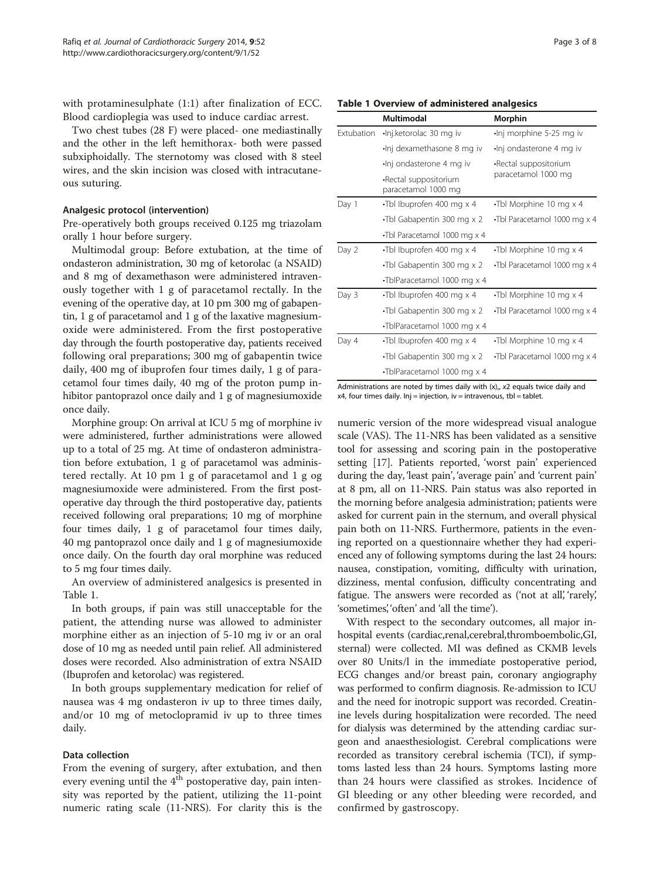with protaminesulphate (1:1) after finalization of ECC. Blood cardioplegia was used to induce cardiac arrest.

Two chest tubes (28 F) were placed- one mediastinally and the other in the left hemithorax- both were passed subxiphoidally. The sternotomy was closed with 8 steel wires, and the skin incision was closed with intracutaneous suturing.

### Analgesic protocol (intervention)

Pre-operatively both groups received 0.125 mg triazolam orally 1 hour before surgery.

Multimodal group: Before extubation, at the time of ondasteron administration, 30 mg of ketorolac (a NSAID) and 8 mg of dexamethason were administered intravenously together with 1 g of paracetamol rectally. In the evening of the operative day, at 10 pm 300 mg of gabapentin, 1 g of paracetamol and 1 g of the laxative magnesiumoxide were administered. From the first postoperative day through the fourth postoperative day, patients received following oral preparations; 300 mg of gabapentin twice daily, 400 mg of ibuprofen four times daily, 1 g of paracetamol four times daily, 40 mg of the proton pump inhibitor pantoprazol once daily and 1 g of magnesiumoxide once daily.

Morphine group: On arrival at ICU 5 mg of morphine iv were administered, further administrations were allowed up to a total of 25 mg. At time of ondasteron administration before extubation, 1 g of paracetamol was administered rectally. At 10 pm 1 g of paracetamol and 1 g og magnesiumoxide were administered. From the first postoperative day through the third postoperative day, patients received following oral preparations; 10 mg of morphine four times daily, 1 g of paracetamol four times daily, 40 mg pantoprazol once daily and 1 g of magnesiumoxide once daily. On the fourth day oral morphine was reduced to 5 mg four times daily.

An overview of administered analgesics is presented in Table 1.

In both groups, if pain was still unacceptable for the patient, the attending nurse was allowed to administer morphine either as an injection of 5-10 mg iv or an oral dose of 10 mg as needed until pain relief. All administered doses were recorded. Also administration of extra NSAID (Ibuprofen and ketorolac) was registered.

In both groups supplementary medication for relief of nausea was 4 mg ondasteron iv up to three times daily, and/or 10 mg of metoclopramid iv up to three times daily.

### Data collection

From the evening of surgery, after extubation, and then every evening until the 4th postoperative day, pain intensity was reported by the patient, utilizing the 11-point numeric rating scale (11-NRS). For clarity this is the numeric version of the more widespread visual analogue scale (VAS). The 11-NRS has been validated as a sensitive tool for assessing and scoring pain in the postoperative setting [17]. Patients reported, 'worst pain' experienced during the day, 'least pain', 'average pain' and 'current pain' at 8 pm, all on 11-NRS. Pain status was also reported in the morning before analgesia administration; patients were asked for current pain in the sternum, and overall physical pain both on 11-NRS. Furthermore, patients in the evening reported on a questionnaire whether they had experienced any of following symptoms during the last 24 hours: nausea, constipation, vomiting, difficulty with urination, dizziness, mental confusion, difficulty concentrating and fatigue. The answers were recorded as ('not at all', 'rarely', 'sometimes', 'often' and 'all the time').

With respect to the secondary outcomes, all major in-hospital events (cardiac,renal,cerebral,thromboembolic,GI, sternal) were collected. MI was defined as CKMB levels over 80 Units/l in the immediate postoperative period, ECG changes and/or breast pain, coronary angiography was performed to confirm diagnosis. Re-admission to ICU and the need for inotropic support was recorded. Creatinine levels during hospitalization were recorded. The need for dialysis was determined by the attending cardiac surgeon and anaesthesiologist. Cerebral complications were recorded as transitory cerebral ischemia (TCI), if symptoms lasted less than 24 hours. Symptoms lasting more than 24 hours were classified as strokes. Incidence of GI bleeding or any other bleeding were recorded, and confirmed by gastroscopy.

**Table 1 Overview of administered analgesics**

| | Multimodal | Morphin |
|---|---|---|
| Extubation | •Inj.ketorolac 30 mg iv | •Inj morphine 5-25 mg iv |
| | •Inj dexamethasone 8 mg iv | •Inj ondasterone 4 mg iv |
| | •Inj ondasterone 4 mg iv | •Rectal suppositorium paracetamol 1000 mg |
| | •Rectal suppositorium paracetamol 1000 mg | |
| Day 1 | •Tbl Ibuprofen 400 mg x 4 | •Tbl Morphine 10 mg x 4 |
| | •Tbl Gabapentin 300 mg x 2 | •Tbl Paracetamol 1000 mg x 4 |
| | •Tbl Paracetamol 1000 mg x 4 | |
| Day 2 | •Tbl Ibuprofen 400 mg x 4 | •Tbl Morphine 10 mg x 4 |
| | •Tbl Gabapentin 300 mg x 2 | •Tbl Paracetamol 1000 mg x 4 |
| | •TblParacetamol 1000 mg x 4 | |
| Day 3 | •Tbl Ibuprofen 400 mg x 4 | •Tbl Morphine 10 mg x 4 |
| | •Tbl Gabapentin 300 mg x 2 | •Tbl Paracetamol 1000 mg x 4 |
| | •TblParacetamol 1000 mg x 4 | |
| Day 4 | •Tbl Ibuprofen 400 mg x 4 | •Tbl Morphine 10 mg x 4 |
| | •Tbl Gabapentin 300 mg x 2 | •Tbl Paracetamol 1000 mg x 4 |
| | •TblParacetamol 1000 mg x 4 | |

Administrations are noted by times daily with (x),, x2 equals twice daily and x4, four times daily. Inj = injection, iv = intravenous, tbl = tablet.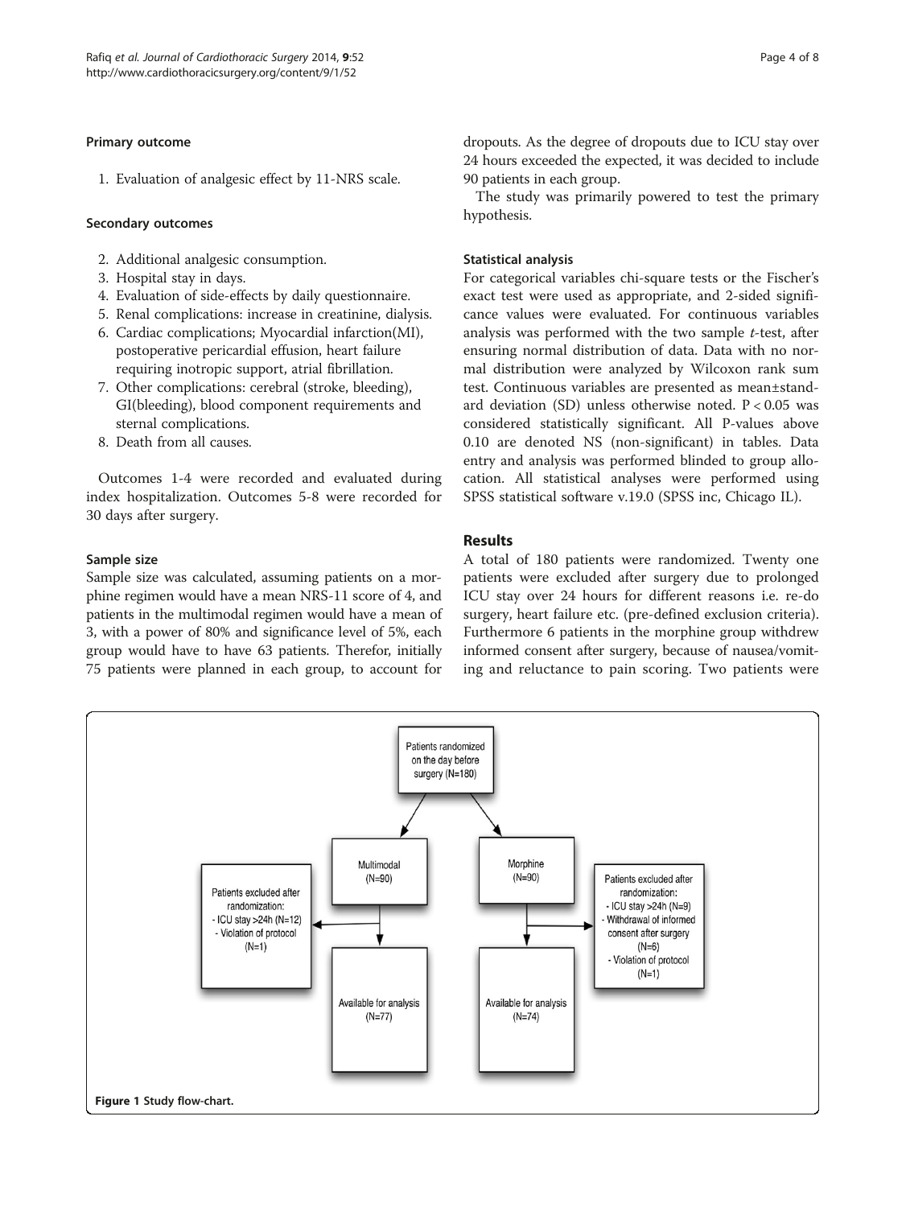#### Primary outcome

1. Evaluation of analgesic effect by 11-NRS scale.

#### Secondary outcomes

2. Additional analgesic consumption.
3. Hospital stay in days.
4. Evaluation of side-effects by daily questionnaire.
5. Renal complications: increase in creatinine, dialysis.
6. Cardiac complications; Myocardial infarction(MI), postoperative pericardial effusion, heart failure requiring inotropic support, atrial fibrillation.
7. Other complications: cerebral (stroke, bleeding), GI(bleeding), blood component requirements and sternal complications.
8. Death from all causes.

Outcomes 1-4 were recorded and evaluated during index hospitalization. Outcomes 5-8 were recorded for 30 days after surgery.

#### Sample size

Sample size was calculated, assuming patients on a morphine regimen would have a mean NRS-11 score of 4, and patients in the multimodal regimen would have a mean of 3, with a power of 80% and significance level of 5%, each group would have to have 63 patients. Therefor, initially 75 patients were planned in each group, to account for dropouts. As the degree of dropouts due to ICU stay over 24 hours exceeded the expected, it was decided to include 90 patients in each group.

The study was primarily powered to test the primary hypothesis.

#### Statistical analysis

For categorical variables chi-square tests or the Fischer's exact test were used as appropriate, and 2-sided significance values were evaluated. For continuous variables analysis was performed with the two sample *t*-test, after ensuring normal distribution of data. Data with no normal distribution were analyzed by Wilcoxon rank sum test. Continuous variables are presented as mean±standard deviation (SD) unless otherwise noted. $P < 0.05$ was considered statistically significant. All P-values above 0.10 are denoted NS (non-significant) in tables. Data entry and analysis was performed blinded to group allocation. All statistical analyses were performed using SPSS statistical software v.19.0 (SPSS inc, Chicago IL).

## Results

A total of 180 patients were randomized. Twenty one patients were excluded after surgery due to prolonged ICU stay over 24 hours for different reasons i.e. re-do surgery, heart failure etc. (pre-defined exclusion criteria). Furthermore 6 patients in the morphine group withdrew informed consent after surgery, because of nausea/vomiting and reluctance to pain scoring. Two patients were

Patients randomized on the day before surgery (N=180)

Multimodal (N=90) — Patients excluded after randomization: ICU stay >24h (N=12); Violation of protocol (N=1) — Available for analysis (N=77)

Morphine (N=90) — Patients excluded after randomization: ICU stay >24h (N=9); Withdrawal of informed consent after surgery (N=6); Violation of protocol (N=1) — Available for analysis (N=74)

**Figure 1** Study flow-chart.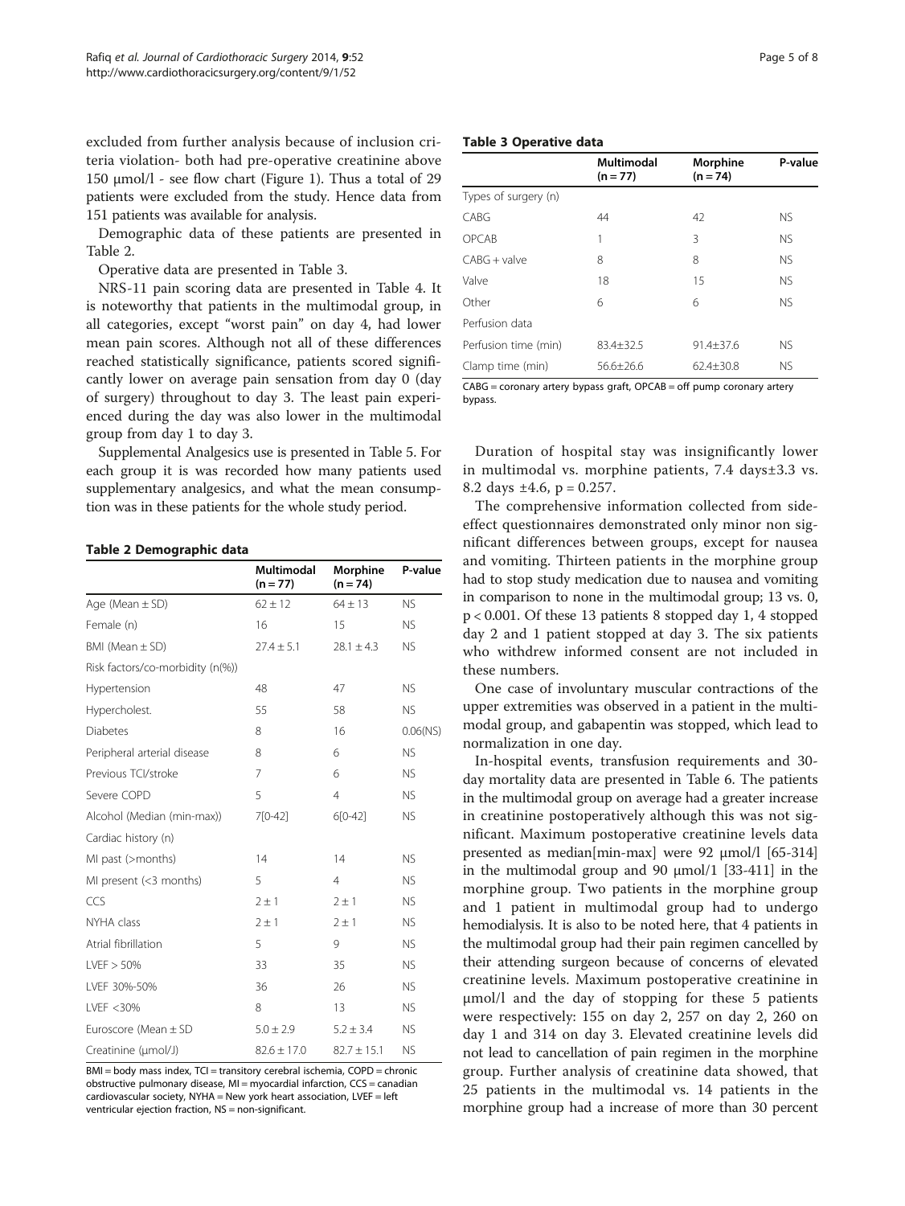excluded from further analysis because of inclusion criteria violation- both had pre-operative creatinine above 150 μmol/l - see flow chart (Figure 1). Thus a total of 29 patients were excluded from the study. Hence data from 151 patients was available for analysis.

Demographic data of these patients are presented in Table 2.

Operative data are presented in Table 3.

NRS-11 pain scoring data are presented in Table 4. It is noteworthy that patients in the multimodal group, in all categories, except "worst pain" on day 4, had lower mean pain scores. Although not all of these differences reached statistically significance, patients scored significantly lower on average pain sensation from day 0 (day of surgery) throughout to day 3. The least pain experienced during the day was also lower in the multimodal group from day 1 to day 3.

Supplemental Analgesics use is presented in Table 5. For each group it is was recorded how many patients used supplementary analgesics, and what the mean consumption was in these patients for the whole study period.

**Table 2 Demographic data**

| | Multimodal (n = 77) | Morphine (n = 74) | P-value |
|---|---|---|---|
| Age (Mean ± SD) | 62 ± 12 | 64 ± 13 | NS |
| Female (n) | 16 | 15 | NS |
| BMI (Mean ± SD) | 27.4 ± 5.1 | 28.1 ± 4.3 | NS |
| Risk factors/co-morbidity (n(%)) | | | |
| Hypertension | 48 | 47 | NS |
| Hypercholest. | 55 | 58 | NS |
| Diabetes | 8 | 16 | 0.06(NS) |
| Peripheral arterial disease | 8 | 6 | NS |
| Previous TCI/stroke | 7 | 6 | NS |
| Severe COPD | 5 | 4 | NS |
| Alcohol (Median (min-max)) | 7[0-42] | 6[0-42] | NS |
| Cardiac history (n) | | | |
| MI past (>months) | 14 | 14 | NS |
| MI present (<3 months) | 5 | 4 | NS |
| CCS | 2 ± 1 | 2 ± 1 | NS |
| NYHA class | 2 ± 1 | 2 ± 1 | NS |
| Atrial fibrillation | 5 | 9 | NS |
| LVEF > 50% | 33 | 35 | NS |
| LVEF 30%-50% | 36 | 26 | NS |
| LVEF <30% | 8 | 13 | NS |
| Euroscore (Mean ± SD | 5.0 ± 2.9 | 5.2 ± 3.4 | NS |
| Creatinine (μmol/J) | 82.6 ± 17.0 | 82.7 ± 15.1 | NS |

BMI = body mass index, TCI = transitory cerebral ischemia, COPD = chronic obstructive pulmonary disease, MI = myocardial infarction, CCS = canadian cardiovascular society, NYHA = New york heart association, LVEF = left ventricular ejection fraction, NS = non-significant.

**Table 3 Operative data**

| | Multimodal (n = 77) | Morphine (n = 74) | P-value |
|---|---|---|---|
| Types of surgery (n) | | | |
| CABG | 44 | 42 | NS |
| OPCAB | 1 | 3 | NS |
| CABG + valve | 8 | 8 | NS |
| Valve | 18 | 15 | NS |
| Other | 6 | 6 | NS |
| Perfusion data | | | |
| Perfusion time (min) | 83.4±32.5 | 91.4±37.6 | NS |
| Clamp time (min) | 56.6±26.6 | 62.4±30.8 | NS |

CABG = coronary artery bypass graft, OPCAB = off pump coronary artery bypass.

Duration of hospital stay was insignificantly lower in multimodal vs. morphine patients, 7.4 days±3.3 vs. 8.2 days ±4.6, p = 0.257.

The comprehensive information collected from side-effect questionnaires demonstrated only minor non significant differences between groups, except for nausea and vomiting. Thirteen patients in the morphine group had to stop study medication due to nausea and vomiting in comparison to none in the multimodal group; 13 vs. 0, $p < 0.001$. Of these 13 patients 8 stopped day 1, 4 stopped day 2 and 1 patient stopped at day 3. The six patients who withdrew informed consent are not included in these numbers.

One case of involuntary muscular contractions of the upper extremities was observed in a patient in the multimodal group, and gabapentin was stopped, which lead to normalization in one day.

In-hospital events, transfusion requirements and 30-day mortality data are presented in Table 6. The patients in the multimodal group on average had a greater increase in creatinine postoperatively although this was not significant. Maximum postoperative creatinine levels data presented as median[min-max] were 92 μmol/l [65-314] in the multimodal group and 90 μmol/1 [33-411] in the morphine group. Two patients in the morphine group and 1 patient in multimodal group had to undergo hemodialysis. It is also to be noted here, that 4 patients in the multimodal group had their pain regimen cancelled by their attending surgeon because of concerns of elevated creatinine levels. Maximum postoperative creatinine in μmol/l and the day of stopping for these 5 patients were respectively: 155 on day 2, 257 on day 2, 260 on day 1 and 314 on day 3. Elevated creatinine levels did not lead to cancellation of pain regimen in the morphine group. Further analysis of creatinine data showed, that 25 patients in the multimodal vs. 14 patients in the morphine group had a increase of more than 30 percent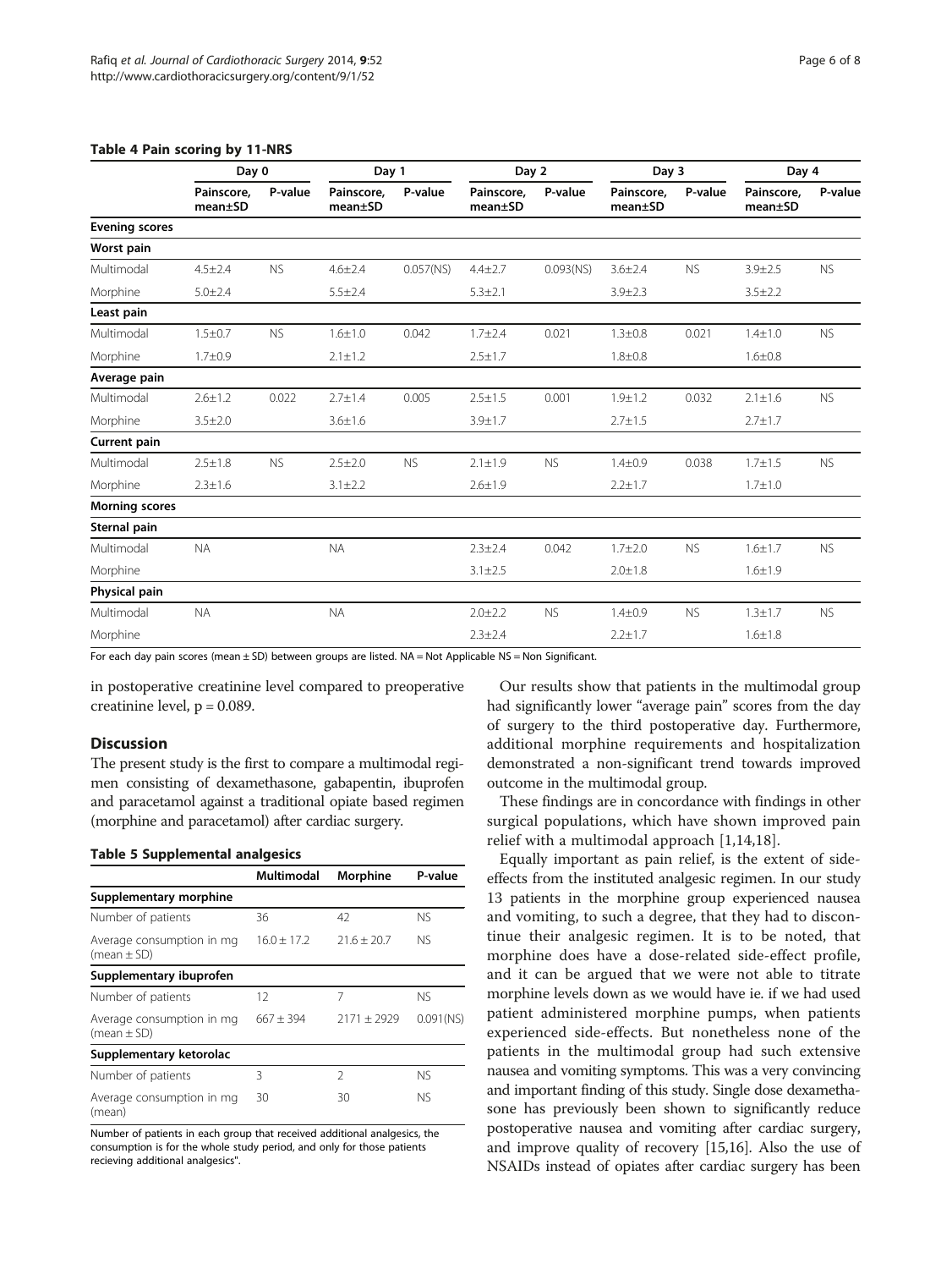**Table 4 Pain scoring by 11-NRS**

| | Day 0 | | Day 1 | | Day 2 | | Day 3 | | Day 4 | |
|---|---|---|---|---|---|---|---|---|---|---|
| | Painscore, mean±SD | P-value | Painscore, mean±SD | P-value | Painscore, mean±SD | P-value | Painscore, mean±SD | P-value | Painscore, mean±SD | P-value |
| **Evening scores** | | | | | | | | | | |
| **Worst pain** | | | | | | | | | | |
| Multimodal | 4.5±2.4 | NS | 4.6±2.4 | 0.057(NS) | 4.4±2.7 | 0.093(NS) | 3.6±2.4 | NS | 3.9±2.5 | NS |
| Morphine | 5.0±2.4 | | 5.5±2.4 | | 5.3±2.1 | | 3.9±2.3 | | 3.5±2.2 | |
| **Least pain** | | | | | | | | | | |
| Multimodal | 1.5±0.7 | NS | 1.6±1.0 | 0.042 | 1.7±2.4 | 0.021 | 1.3±0.8 | 0.021 | 1.4±1.0 | NS |
| Morphine | 1.7±0.9 | | 2.1±1.2 | | 2.5±1.7 | | 1.8±0.8 | | 1.6±0.8 | |
| **Average pain** | | | | | | | | | | |
| Multimodal | 2.6±1.2 | 0.022 | 2.7±1.4 | 0.005 | 2.5±1.5 | 0.001 | 1.9±1.2 | 0.032 | 2.1±1.6 | NS |
| Morphine | 3.5±2.0 | | 3.6±1.6 | | 3.9±1.7 | | 2.7±1.5 | | 2.7±1.7 | |
| **Current pain** | | | | | | | | | | |
| Multimodal | 2.5±1.8 | NS | 2.5±2.0 | NS | 2.1±1.9 | NS | 1.4±0.9 | 0.038 | 1.7±1.5 | NS |
| Morphine | 2.3±1.6 | | 3.1±2.2 | | 2.6±1.9 | | 2.2±1.7 | | 1.7±1.0 | |
| **Morning scores** | | | | | | | | | | |
| **Sternal pain** | | | | | | | | | | |
| Multimodal | NA | | NA | | 2.3±2.4 | 0.042 | 1.7±2.0 | NS | 1.6±1.7 | NS |
| Morphine | | | | | 3.1±2.5 | | 2.0±1.8 | | 1.6±1.9 | |
| **Physical pain** | | | | | | | | | | |
| Multimodal | NA | | NA | | 2.0±2.2 | NS | 1.4±0.9 | NS | 1.3±1.7 | NS |
| Morphine | | | | | 2.3±2.4 | | 2.2±1.7 | | 1.6±1.8 | |

For each day pain scores (mean ± SD) between groups are listed. NA = Not Applicable NS = Non Significant.

in postoperative creatinine level compared to preoperative creatinine level, p = 0.089.

## Discussion

The present study is the first to compare a multimodal regimen consisting of dexamethasone, gabapentin, ibuprofen and paracetamol against a traditional opiate based regimen (morphine and paracetamol) after cardiac surgery.

**Table 5 Supplemental analgesics**

| | Multimodal | Morphine | P-value |
|---|---|---|---|
| **Supplementary morphine** | | | |
| Number of patients | 36 | 42 | NS |
| Average consumption in mg (mean ± SD) | 16.0 ± 17.2 | 21.6 ± 20.7 | NS |
| **Supplementary ibuprofen** | | | |
| Number of patients | 12 | 7 | NS |
| Average consumption in mg (mean ± SD) | 667 ± 394 | 2171 ± 2929 | 0.091(NS) |
| **Supplementary ketorolac** | | | |
| Number of patients | 3 | 2 | NS |
| Average consumption in mg (mean) | 30 | 30 | NS |

Number of patients in each group that received additional analgesics, the consumption is for the whole study period, and only for those patients recieving additional analgesics".

Our results show that patients in the multimodal group had significantly lower "average pain" scores from the day of surgery to the third postoperative day. Furthermore, additional morphine requirements and hospitalization demonstrated a non-significant trend towards improved outcome in the multimodal group.

These findings are in concordance with findings in other surgical populations, which have shown improved pain relief with a multimodal approach [1,14,18].

Equally important as pain relief, is the extent of side-effects from the instituted analgesic regimen. In our study 13 patients in the morphine group experienced nausea and vomiting, to such a degree, that they had to discontinue their analgesic regimen. It is to be noted, that morphine does have a dose-related side-effect profile, and it can be argued that we were not able to titrate morphine levels down as we would have ie. if we had used patient administered morphine pumps, when patients experienced side-effects. But nonetheless none of the patients in the multimodal group had such extensive nausea and vomiting symptoms. This was a very convincing and important finding of this study. Single dose dexamethasone has previously been shown to significantly reduce postoperative nausea and vomiting after cardiac surgery, and improve quality of recovery [15,16]. Also the use of NSAIDs instead of opiates after cardiac surgery has been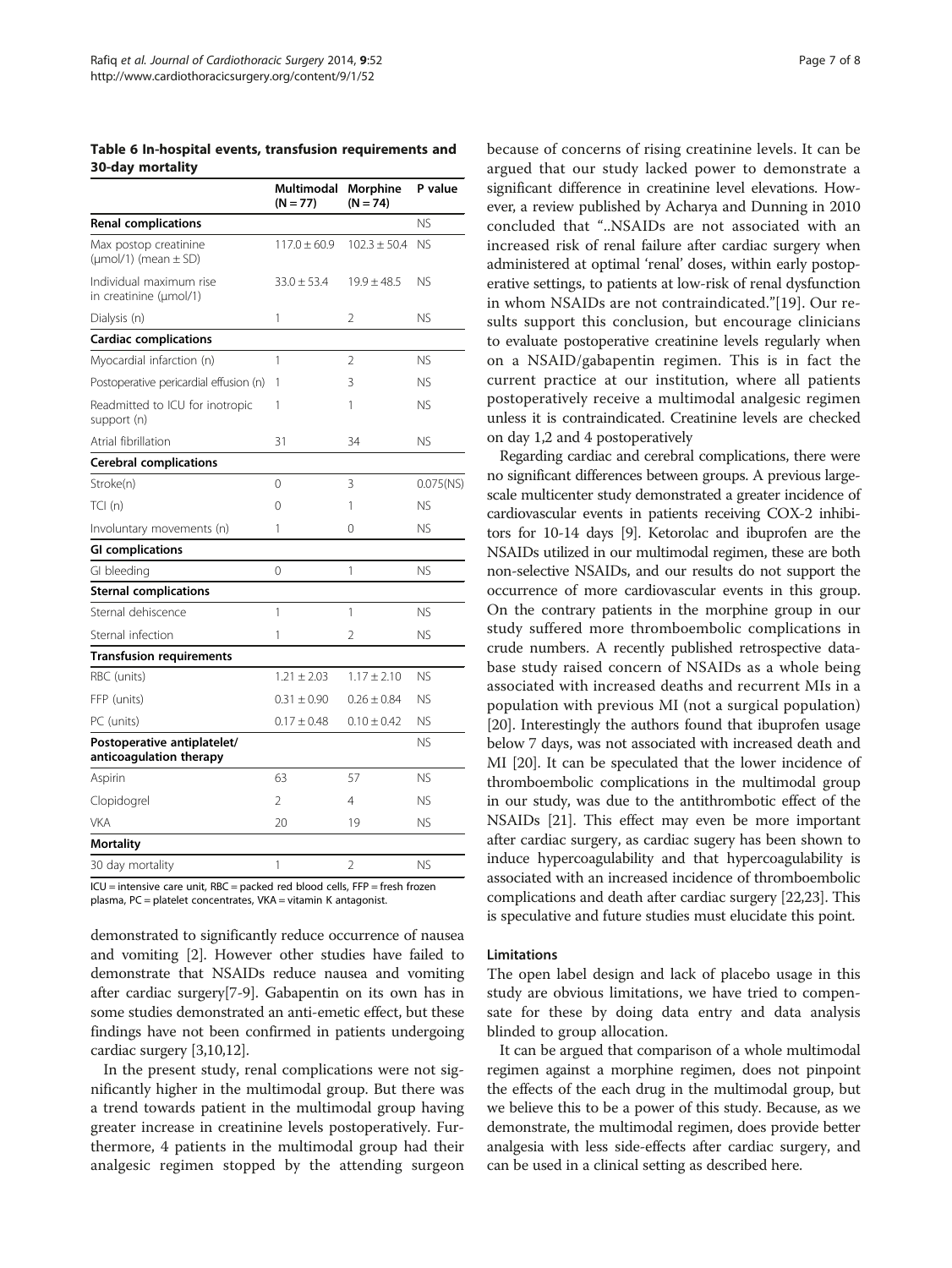**Table 6 In-hospital events, transfusion requirements and 30-day mortality**

| | Multimodal (N = 77) | Morphine (N = 74) | P value |
|---|---|---|---|
| **Renal complications** | | | NS |
| Max postop creatinine (μmol/1) (mean ± SD) | 117.0 ± 60.9 | 102.3 ± 50.4 | NS |
| Individual maximum rise in creatinine (μmol/1) | 33.0 ± 53.4 | 19.9 ± 48.5 | NS |
| Dialysis (n) | 1 | 2 | NS |
| **Cardiac complications** | | | |
| Myocardial infarction (n) | 1 | 2 | NS |
| Postoperative pericardial effusion (n) | 1 | 3 | NS |
| Readmitted to ICU for inotropic support (n) | 1 | 1 | NS |
| Atrial fibrillation | 31 | 34 | NS |
| **Cerebral complications** | | | |
| Stroke(n) | 0 | 3 | 0.075(NS) |
| TCI (n) | 0 | 1 | NS |
| Involuntary movements (n) | 1 | 0 | NS |
| **GI complications** | | | |
| GI bleeding | 0 | 1 | NS |
| **Sternal complications** | | | |
| Sternal dehiscence | 1 | 1 | NS |
| Sternal infection | 1 | 2 | NS |
| **Transfusion requirements** | | | |
| RBC (units) | 1.21 ± 2.03 | 1.17 ± 2.10 | NS |
| FFP (units) | 0.31 ± 0.90 | 0.26 ± 0.84 | NS |
| PC (units) | 0.17 ± 0.48 | 0.10 ± 0.42 | NS |
| **Postoperative antiplatelet/ anticoagulation therapy** | | | NS |
| Aspirin | 63 | 57 | NS |
| Clopidogrel | 2 | 4 | NS |
| VKA | 20 | 19 | NS |
| **Mortality** | | | |
| 30 day mortality | 1 | 2 | NS |

ICU = intensive care unit, RBC = packed red blood cells, FFP = fresh frozen plasma, PC = platelet concentrates, VKA = vitamin K antagonist.

demonstrated to significantly reduce occurrence of nausea and vomiting [2]. However other studies have failed to demonstrate that NSAIDs reduce nausea and vomiting after cardiac surgery[7-9]. Gabapentin on its own has in some studies demonstrated an anti-emetic effect, but these findings have not been confirmed in patients undergoing cardiac surgery [3,10,12].

In the present study, renal complications were not significantly higher in the multimodal group. But there was a trend towards patient in the multimodal group having greater increase in creatinine levels postoperatively. Furthermore, 4 patients in the multimodal group had their analgesic regimen stopped by the attending surgeon because of concerns of rising creatinine levels. It can be argued that our study lacked power to demonstrate a significant difference in creatinine level elevations. However, a review published by Acharya and Dunning in 2010 concluded that "..NSAIDs are not associated with an increased risk of renal failure after cardiac surgery when administered at optimal 'renal' doses, within early postoperative settings, to patients at low-risk of renal dysfunction in whom NSAIDs are not contraindicated."[19]. Our results support this conclusion, but encourage clinicians to evaluate postoperative creatinine levels regularly when on a NSAID/gabapentin regimen. This is in fact the current practice at our institution, where all patients postoperatively receive a multimodal analgesic regimen unless it is contraindicated. Creatinine levels are checked on day 1,2 and 4 postoperatively

Regarding cardiac and cerebral complications, there were no significant differences between groups. A previous large-scale multicenter study demonstrated a greater incidence of cardiovascular events in patients receiving COX-2 inhibitors for 10-14 days [9]. Ketorolac and ibuprofen are the NSAIDs utilized in our multimodal regimen, these are both non-selective NSAIDs, and our results do not support the occurrence of more cardiovascular events in this group. On the contrary patients in the morphine group in our study suffered more thromboembolic complications in crude numbers. A recently published retrospective database study raised concern of NSAIDs as a whole being associated with increased deaths and recurrent MIs in a population with previous MI (not a surgical population) [20]. Interestingly the authors found that ibuprofen usage below 7 days, was not associated with increased death and MI [20]. It can be speculated that the lower incidence of thromboembolic complications in the multimodal group in our study, was due to the antithrombotic effect of the NSAIDs [21]. This effect may even be more important after cardiac surgery, as cardiac sugery has been shown to induce hypercoagulability and that hypercoagulability is associated with an increased incidence of thromboembolic complications and death after cardiac surgery [22,23]. This is speculative and future studies must elucidate this point.

### Limitations

The open label design and lack of placebo usage in this study are obvious limitations, we have tried to compensate for these by doing data entry and data analysis blinded to group allocation.

It can be argued that comparison of a whole multimodal regimen against a morphine regimen, does not pinpoint the effects of the each drug in the multimodal group, but we believe this to be a power of this study. Because, as we demonstrate, the multimodal regimen, does provide better analgesia with less side-effects after cardiac surgery, and can be used in a clinical setting as described here.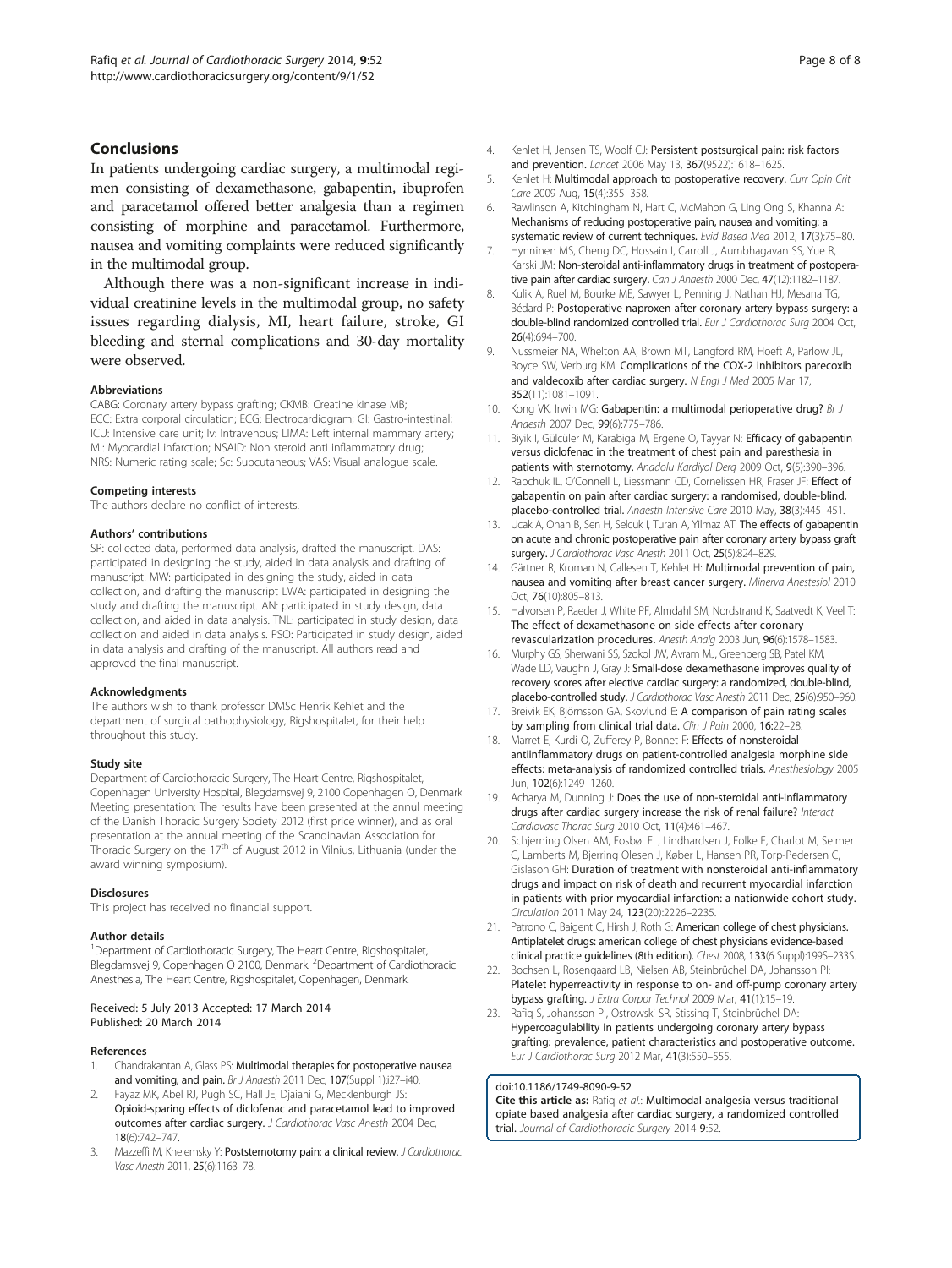## Conclusions

In patients undergoing cardiac surgery, a multimodal regimen consisting of dexamethasone, gabapentin, ibuprofen and paracetamol offered better analgesia than a regimen consisting of morphine and paracetamol. Furthermore, nausea and vomiting complaints were reduced significantly in the multimodal group.

Although there was a non-significant increase in individual creatinine levels in the multimodal group, no safety issues regarding dialysis, MI, heart failure, stroke, GI bleeding and sternal complications and 30-day mortality were observed.

#### Abbreviations

CABG: Coronary artery bypass grafting; CKMB: Creatine kinase MB; ECC: Extra corporal circulation; ECG: Electrocardiogram; GI: Gastro-intestinal; ICU: Intensive care unit; Iv: Intravenous; LIMA: Left internal mammary artery; MI: Myocardial infarction; NSAID: Non steroid anti inflammatory drug; NRS: Numeric rating scale; Sc: Subcutaneous; VAS: Visual analogue scale.

#### Competing interests

The authors declare no conflict of interests.

#### Authors' contributions

SR: collected data, performed data analysis, drafted the manuscript. DAS: participated in designing the study, aided in data analysis and drafting of manuscript. MW: participated in designing the study, aided in data collection, and drafting the manuscript LWA: participated in designing the study and drafting the manuscript. AN: participated in study design, data collection, and aided in data analysis. TNL: participated in study design, data collection and aided in data analysis. PSO: Participated in study design, aided in data analysis and drafting of the manuscript. All authors read and approved the final manuscript.

#### Acknowledgments

The authors wish to thank professor DMSc Henrik Kehlet and the department of surgical pathophysiology, Rigshospitalet, for their help throughout this study.

#### Study site

Department of Cardiothoracic Surgery, The Heart Centre, Rigshospitalet, Copenhagen University Hospital, Blegdamsvej 9, 2100 Copenhagen O, Denmark Meeting presentation: The results have been presented at the annul meeting of the Danish Thoracic Surgery Society 2012 (first price winner), and as oral presentation at the annual meeting of the Scandinavian Association for Thoracic Surgery on the 17th of August 2012 in Vilnius, Lithuania (under the award winning symposium).

#### Disclosures

This project has received no financial support.

#### Author details

[1]Department of Cardiothoracic Surgery, The Heart Centre, Rigshospitalet, Blegdamsvej 9, Copenhagen O 2100, Denmark. [2]Department of Cardiothoracic Anesthesia, The Heart Centre, Rigshospitalet, Copenhagen, Denmark.

Received: 5 July 2013 Accepted: 17 March 2014
Published: 20 March 2014

#### References

1. Chandrakantan A, Glass PS: **Multimodal therapies for postoperative nausea and vomiting, and pain.** *Br J Anaesth* 2011 Dec, **107**(Suppl 1):i27–i40.
2. Fayaz MK, Abel RJ, Pugh SC, Hall JE, Djaiani G, Mecklenburgh JS: **Opioid-sparing effects of diclofenac and paracetamol lead to improved outcomes after cardiac surgery.** *J Cardiothorac Vasc Anesth* 2004 Dec, **18**(6):742–747.
3. Mazzeffi M, Khelemsky Y: **Poststernotomy pain: a clinical review.** *J Cardiothorac Vasc Anesth* 2011, **25**(6):1163–78.
4. Kehlet H, Jensen TS, Woolf CJ: **Persistent postsurgical pain: risk factors and prevention.** *Lancet* 2006 May 13, **367**(9522):1618–1625.
5. Kehlet H: **Multimodal approach to postoperative recovery.** *Curr Opin Crit Care* 2009 Aug, **15**(4):355–358.
6. Rawlinson A, Kitchingham N, Hart C, McMahon G, Ling Ong S, Khanna A: **Mechanisms of reducing postoperative pain, nausea and vomiting: a systematic review of current techniques.** *Evid Based Med* 2012, **17**(3):75–80.
7. Hynninen MS, Cheng DC, Hossain I, Carroll J, Aumbhagavan SS, Yue R, Karski JM: **Non-steroidal anti-inflammatory drugs in treatment of postoperative pain after cardiac surgery.** *Can J Anaesth* 2000 Dec, **47**(12):1182–1187.
8. Kulik A, Ruel M, Bourke ME, Sawyer L, Penning J, Nathan HJ, Mesana TG, Bédard P: **Postoperative naproxen after coronary artery bypass surgery: a double-blind randomized controlled trial.** *Eur J Cardiothorac Surg* 2004 Oct, **26**(4):694–700.
9. Nussmeier NA, Whelton AA, Brown MT, Langford RM, Hoeft A, Parlow JL, Boyce SW, Verburg KM: **Complications of the COX-2 inhibitors parecoxib and valdecoxib after cardiac surgery.** *N Engl J Med* 2005 Mar 17, **352**(11):1081–1091.
10. Kong VK, Irwin MG: **Gabapentin: a multimodal perioperative drug?** *Br J Anaesth* 2007 Dec, **99**(6):775–786.
11. Biyik I, Gülcüler M, Karabiga M, Ergene O, Tayyar N: **Efficacy of gabapentin versus diclofenac in the treatment of chest pain and paresthesia in patients with sternotomy.** *Anadolu Kardiyol Derg* 2009 Oct, **9**(5):390–396.
12. Rapchuk IL, O'Connell L, Liessmann CD, Cornelissen HR, Fraser JF: **Effect of gabapentin on pain after cardiac surgery: a randomised, double-blind, placebo-controlled trial.** *Anaesth Intensive Care* 2010 May, **38**(3):445–451.
13. Ucak A, Onan B, Sen H, Selcuk I, Turan A, Yilmaz AT: **The effects of gabapentin on acute and chronic postoperative pain after coronary artery bypass graft surgery.** *J Cardiothorac Vasc Anesth* 2011 Oct, **25**(5):824–829.
14. Gärtner R, Kroman N, Callesen T, Kehlet H: **Multimodal prevention of pain, nausea and vomiting after breast cancer surgery.** *Minerva Anestesiol* 2010 Oct, **76**(10):805–813.
15. Halvorsen P, Raeder J, White PF, Almdahl SM, Nordstrand K, Saatvedt K, Veel T: **The effect of dexamethasone on side effects after coronary revascularization procedures.** *Anesth Analg* 2003 Jun, **96**(6):1578–1583.
16. Murphy GS, Sherwani SS, Szokol JW, Avram MJ, Greenberg SB, Patel KM, Wade LD, Vaughn J, Gray J: **Small-dose dexamethasone improves quality of recovery scores after elective cardiac surgery: a randomized, double-blind, placebo-controlled study.** *J Cardiothorac Vasc Anesth* 2011 Dec, **25**(6):950–960.
17. Breivik EK, Björnsson GA, Skovlund E: **A comparison of pain rating scales by sampling from clinical trial data.** *Clin J Pain* 2000, **16**:22–28.
18. Marret E, Kurdi O, Zufferey P, Bonnet F: **Effects of nonsteroidal antiinflammatory drugs on patient-controlled analgesia morphine side effects: meta-analysis of randomized controlled trials.** *Anesthesiology* 2005 Jun, **102**(6):1249–1260.
19. Acharya M, Dunning J: **Does the use of non-steroidal anti-inflammatory drugs after cardiac surgery increase the risk of renal failure?** *Interact Cardiovasc Thorac Surg* 2010 Oct, **11**(4):461–467.
20. Schjerning Olsen AM, Fosbøl EL, Lindhardsen J, Folke F, Charlot M, Selmer C, Lamberts M, Bjerring Olesen J, Køber L, Hansen PR, Torp-Pedersen C, Gislason GH: **Duration of treatment with nonsteroidal anti-inflammatory drugs and impact on risk of death and recurrent myocardial infarction in patients with prior myocardial infarction: a nationwide cohort study.** *Circulation* 2011 May 24, **123**(20):2226–2235.
21. Patrono C, Baigent C, Hirsh J, Roth G: **American college of chest physicians. Antiplatelet drugs: american college of chest physicians evidence-based clinical practice guidelines (8th edition).** *Chest* 2008, **133**(6 Suppl):199S–233S.
22. Bochsen L, Rosengaard LB, Nielsen AB, Steinbrüchel DA, Johansson PI: **Platelet hyperreactivity in response to on- and off-pump coronary artery bypass grafting.** *J Extra Corpor Technol* 2009 Mar, **41**(1):15–19.
23. Rafiq S, Johansson PI, Ostrowski SR, Stissing T, Steinbrüchel DA: **Hypercoagulability in patients undergoing coronary artery bypass grafting: prevalence, patient characteristics and postoperative outcome.** *Eur J Cardiothorac Surg* 2012 Mar, **41**(3):550–555.

doi:10.1186/1749-8090-9-52

**Cite this article as:** Rafiq *et al.*: Multimodal analgesia versus traditional opiate based analgesia after cardiac surgery, a randomized controlled trial. *Journal of Cardiothoracic Surgery* 2014 **9**:52.